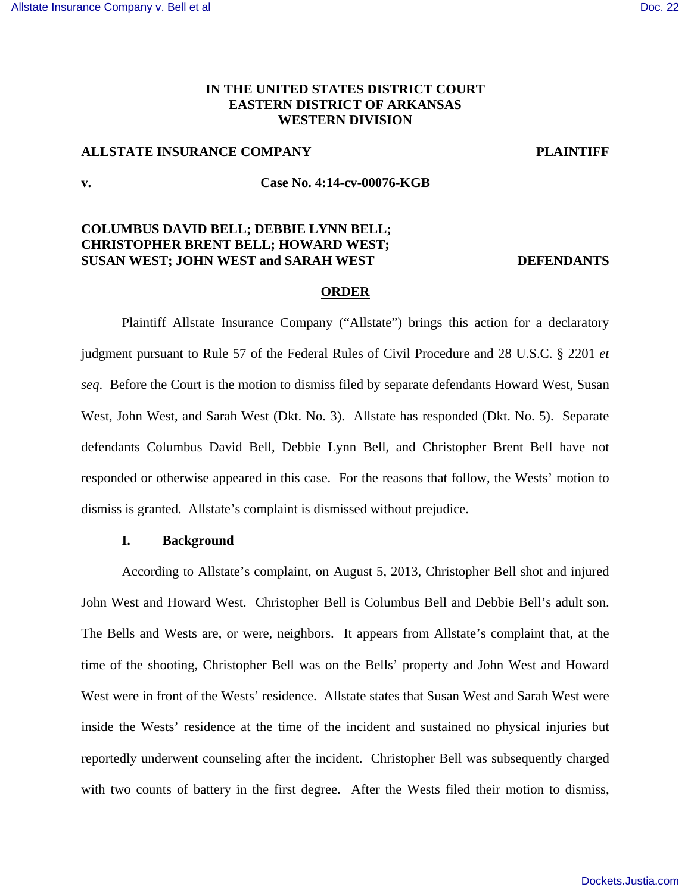**IN THE UNITED STATES DISTRICT COURT**
**EASTERN DISTRICT OF ARKANSAS**
**WESTERN DIVISION**

**ALLSTATE INSURANCE COMPANY** **PLAINTIFF**

**v.** **Case No. 4:14-cv-00076-KGB**

**COLUMBUS DAVID BELL; DEBBIE LYNN BELL; CHRISTOPHER BRENT BELL; HOWARD WEST; SUSAN WEST; JOHN WEST and SARAH WEST** **DEFENDANTS**

**ORDER**

Plaintiff Allstate Insurance Company ("Allstate") brings this action for a declaratory judgment pursuant to Rule 57 of the Federal Rules of Civil Procedure and 28 U.S.C. § 2201 *et seq*. Before the Court is the motion to dismiss filed by separate defendants Howard West, Susan West, John West, and Sarah West (Dkt. No. 3). Allstate has responded (Dkt. No. 5). Separate defendants Columbus David Bell, Debbie Lynn Bell, and Christopher Brent Bell have not responded or otherwise appeared in this case. For the reasons that follow, the Wests' motion to dismiss is granted. Allstate's complaint is dismissed without prejudice.

**I. Background**

According to Allstate's complaint, on August 5, 2013, Christopher Bell shot and injured John West and Howard West. Christopher Bell is Columbus Bell and Debbie Bell's adult son. The Bells and Wests are, or were, neighbors. It appears from Allstate's complaint that, at the time of the shooting, Christopher Bell was on the Bells' property and John West and Howard West were in front of the Wests' residence. Allstate states that Susan West and Sarah West were inside the Wests' residence at the time of the incident and sustained no physical injuries but reportedly underwent counseling after the incident. Christopher Bell was subsequently charged with two counts of battery in the first degree. After the Wests filed their motion to dismiss,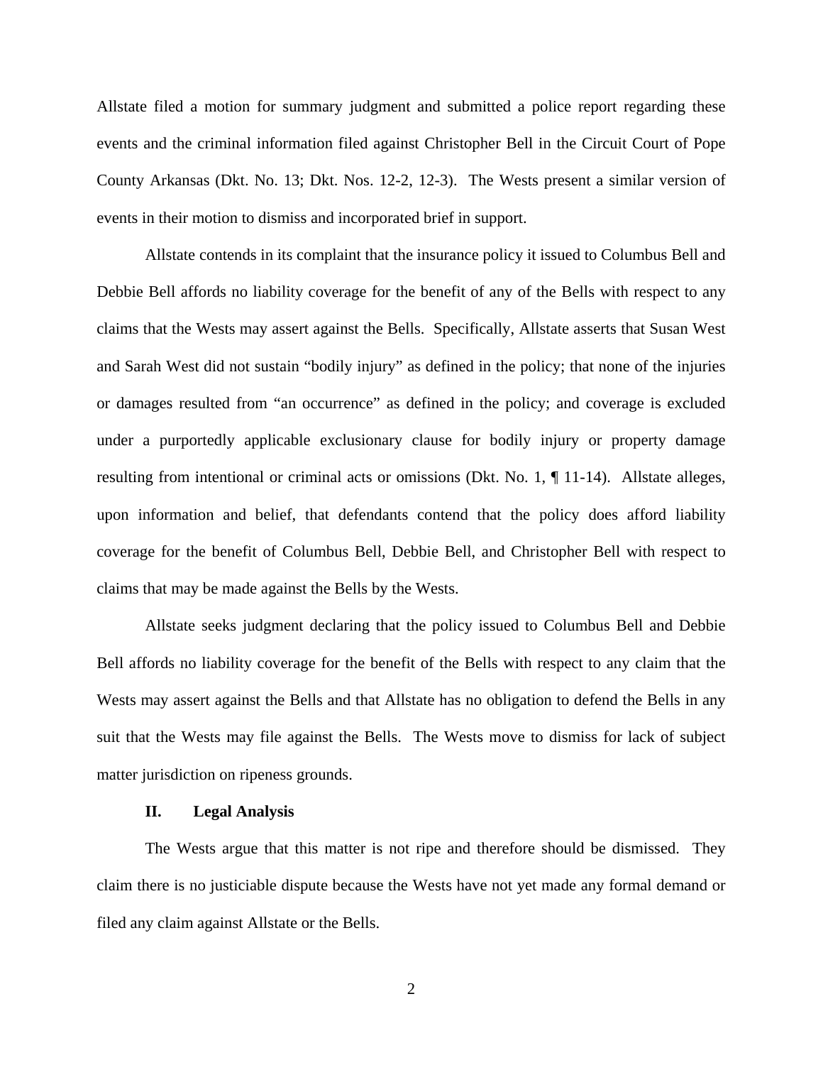Allstate filed a motion for summary judgment and submitted a police report regarding these events and the criminal information filed against Christopher Bell in the Circuit Court of Pope County Arkansas (Dkt. No. 13; Dkt. Nos. 12-2, 12-3). The Wests present a similar version of events in their motion to dismiss and incorporated brief in support.

Allstate contends in its complaint that the insurance policy it issued to Columbus Bell and Debbie Bell affords no liability coverage for the benefit of any of the Bells with respect to any claims that the Wests may assert against the Bells. Specifically, Allstate asserts that Susan West and Sarah West did not sustain "bodily injury" as defined in the policy; that none of the injuries or damages resulted from "an occurrence" as defined in the policy; and coverage is excluded under a purportedly applicable exclusionary clause for bodily injury or property damage resulting from intentional or criminal acts or omissions (Dkt. No. 1, ¶ 11-14). Allstate alleges, upon information and belief, that defendants contend that the policy does afford liability coverage for the benefit of Columbus Bell, Debbie Bell, and Christopher Bell with respect to claims that may be made against the Bells by the Wests.

Allstate seeks judgment declaring that the policy issued to Columbus Bell and Debbie Bell affords no liability coverage for the benefit of the Bells with respect to any claim that the Wests may assert against the Bells and that Allstate has no obligation to defend the Bells in any suit that the Wests may file against the Bells. The Wests move to dismiss for lack of subject matter jurisdiction on ripeness grounds.

## II. Legal Analysis

The Wests argue that this matter is not ripe and therefore should be dismissed. They claim there is no justiciable dispute because the Wests have not yet made any formal demand or filed any claim against Allstate or the Bells.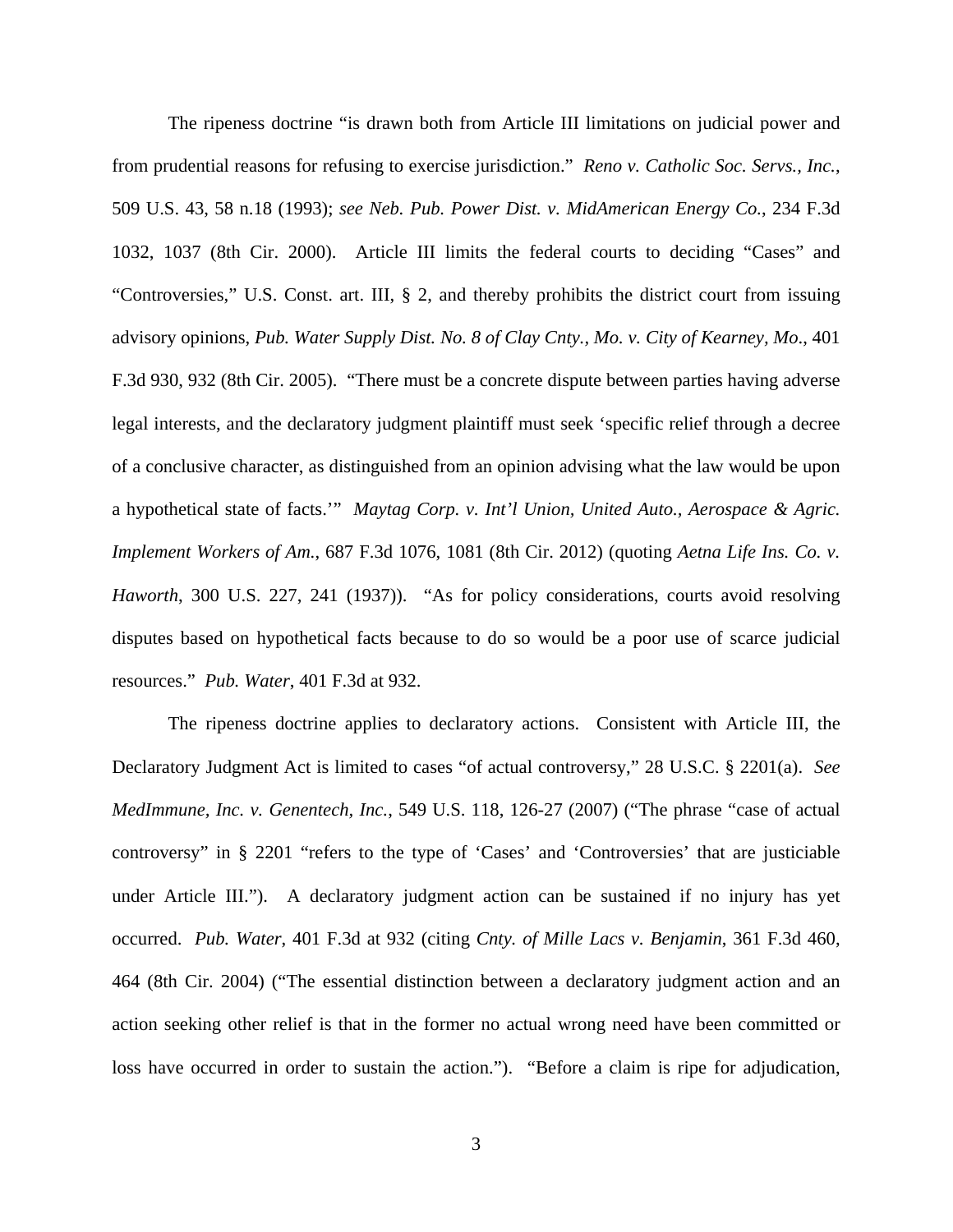The ripeness doctrine "is drawn both from Article III limitations on judicial power and from prudential reasons for refusing to exercise jurisdiction." *Reno v. Catholic Soc. Servs., Inc.*, 509 U.S. 43, 58 n.18 (1993); *see Neb. Pub. Power Dist. v. MidAmerican Energy Co.*, 234 F.3d 1032, 1037 (8th Cir. 2000). Article III limits the federal courts to deciding "Cases" and "Controversies," U.S. Const. art. III, § 2, and thereby prohibits the district court from issuing advisory opinions, *Pub. Water Supply Dist. No. 8 of Clay Cnty., Mo. v. City of Kearney, Mo*., 401 F.3d 930, 932 (8th Cir. 2005). "There must be a concrete dispute between parties having adverse legal interests, and the declaratory judgment plaintiff must seek 'specific relief through a decree of a conclusive character, as distinguished from an opinion advising what the law would be upon a hypothetical state of facts.'" *Maytag Corp. v. Int'l Union, United Auto., Aerospace & Agric. Implement Workers of Am.*, 687 F.3d 1076, 1081 (8th Cir. 2012) (quoting *Aetna Life Ins. Co. v. Haworth*, 300 U.S. 227, 241 (1937)). "As for policy considerations, courts avoid resolving disputes based on hypothetical facts because to do so would be a poor use of scarce judicial resources." *Pub. Water*, 401 F.3d at 932.

The ripeness doctrine applies to declaratory actions. Consistent with Article III, the Declaratory Judgment Act is limited to cases "of actual controversy," 28 U.S.C. § 2201(a). *See MedImmune, Inc. v. Genentech, Inc.*, 549 U.S. 118, 126-27 (2007) ("The phrase "case of actual controversy" in § 2201 "refers to the type of 'Cases' and 'Controversies' that are justiciable under Article III."). A declaratory judgment action can be sustained if no injury has yet occurred. *Pub. Water*, 401 F.3d at 932 (citing *Cnty. of Mille Lacs v. Benjamin*, 361 F.3d 460, 464 (8th Cir. 2004) ("The essential distinction between a declaratory judgment action and an action seeking other relief is that in the former no actual wrong need have been committed or loss have occurred in order to sustain the action."). "Before a claim is ripe for adjudication,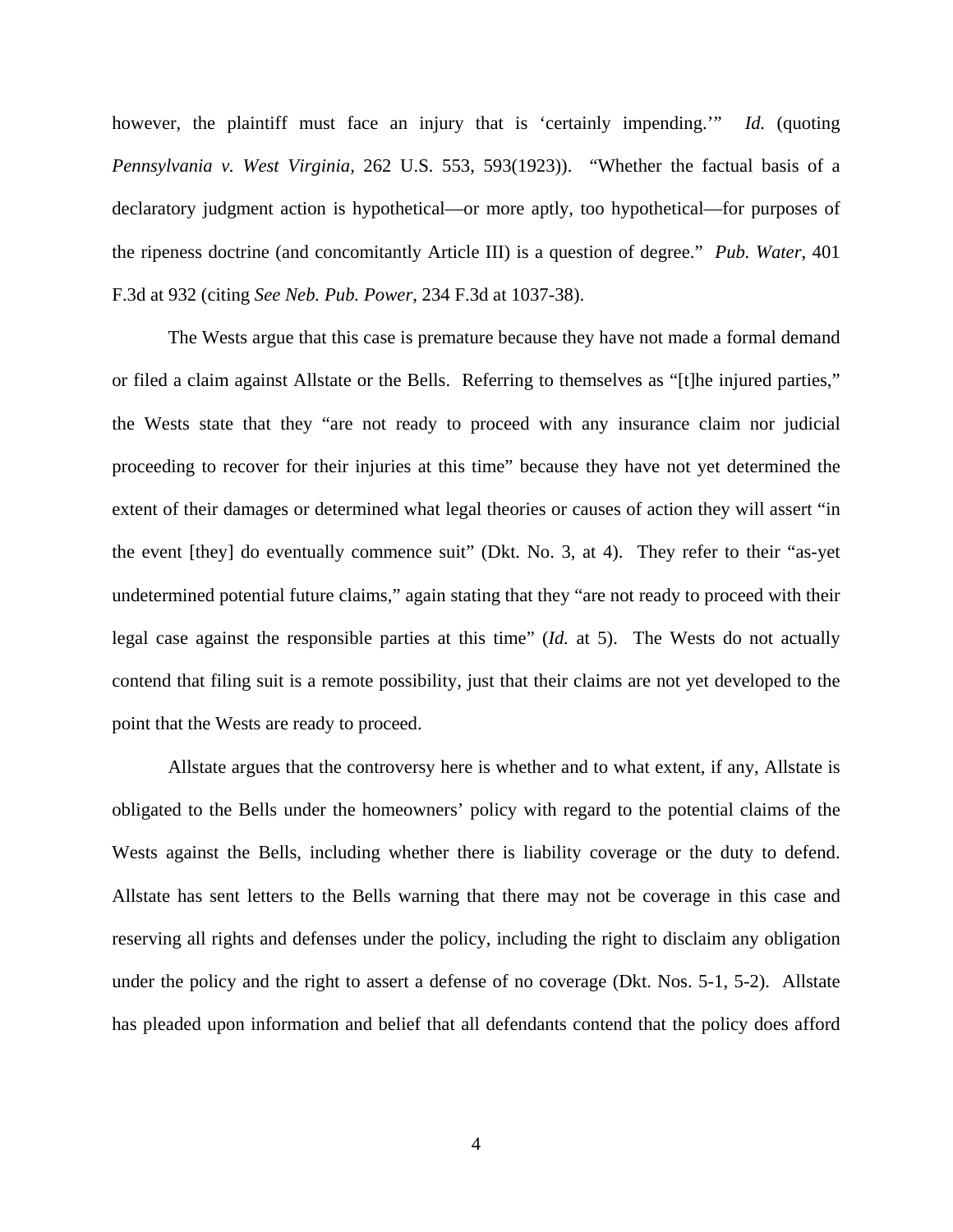however, the plaintiff must face an injury that is 'certainly impending.'" *Id.* (quoting *Pennsylvania v. West Virginia*, 262 U.S. 553, 593(1923)). "Whether the factual basis of a declaratory judgment action is hypothetical—or more aptly, too hypothetical—for purposes of the ripeness doctrine (and concomitantly Article III) is a question of degree." *Pub. Water*, 401 F.3d at 932 (citing *See Neb. Pub. Power*, 234 F.3d at 1037-38).

The Wests argue that this case is premature because they have not made a formal demand or filed a claim against Allstate or the Bells. Referring to themselves as "[t]he injured parties," the Wests state that they "are not ready to proceed with any insurance claim nor judicial proceeding to recover for their injuries at this time" because they have not yet determined the extent of their damages or determined what legal theories or causes of action they will assert "in the event [they] do eventually commence suit" (Dkt. No. 3, at 4). They refer to their "as-yet undetermined potential future claims," again stating that they "are not ready to proceed with their legal case against the responsible parties at this time" (*Id.* at 5). The Wests do not actually contend that filing suit is a remote possibility, just that their claims are not yet developed to the point that the Wests are ready to proceed.

Allstate argues that the controversy here is whether and to what extent, if any, Allstate is obligated to the Bells under the homeowners' policy with regard to the potential claims of the Wests against the Bells, including whether there is liability coverage or the duty to defend. Allstate has sent letters to the Bells warning that there may not be coverage in this case and reserving all rights and defenses under the policy, including the right to disclaim any obligation under the policy and the right to assert a defense of no coverage (Dkt. Nos. 5-1, 5-2). Allstate has pleaded upon information and belief that all defendants contend that the policy does afford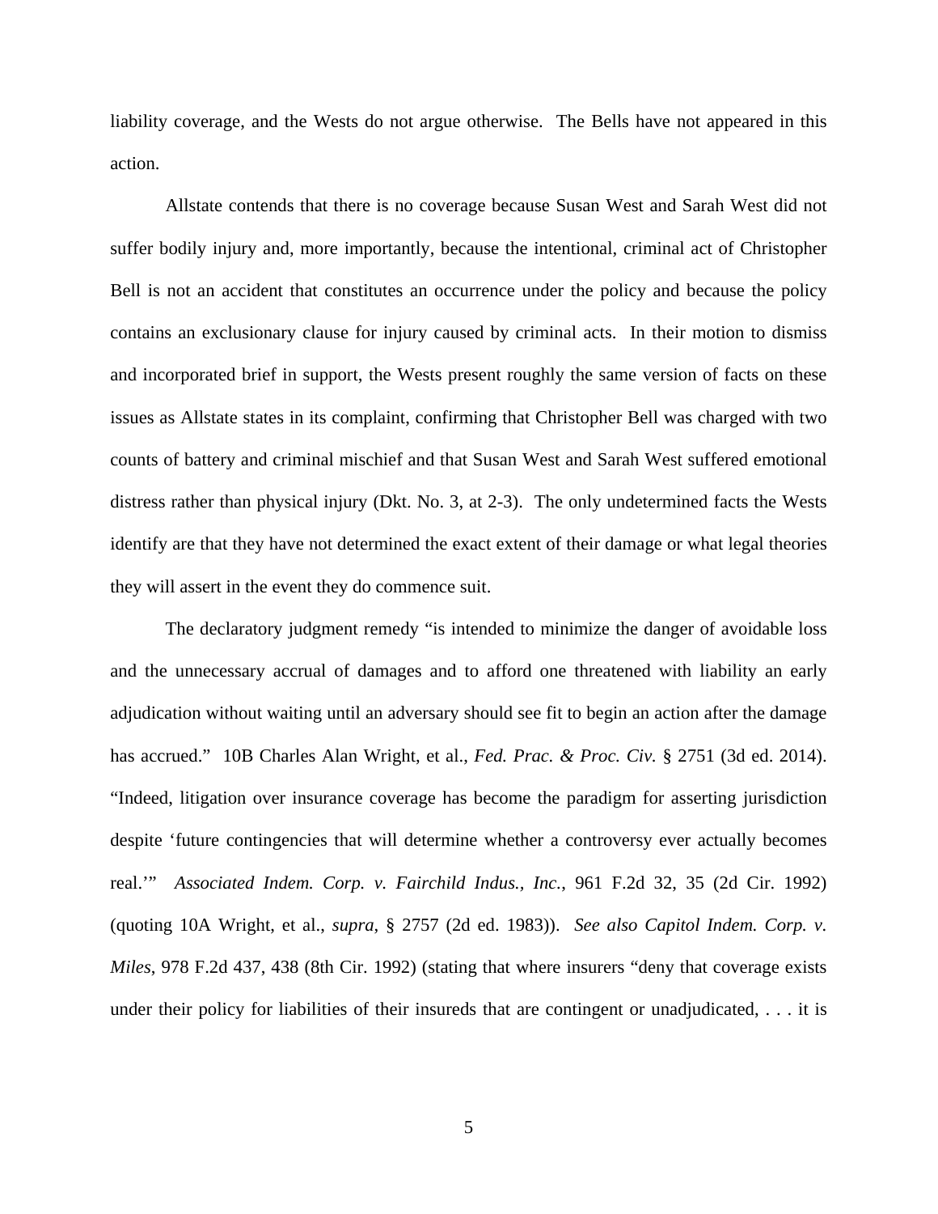liability coverage, and the Wests do not argue otherwise. The Bells have not appeared in this action.

Allstate contends that there is no coverage because Susan West and Sarah West did not suffer bodily injury and, more importantly, because the intentional, criminal act of Christopher Bell is not an accident that constitutes an occurrence under the policy and because the policy contains an exclusionary clause for injury caused by criminal acts. In their motion to dismiss and incorporated brief in support, the Wests present roughly the same version of facts on these issues as Allstate states in its complaint, confirming that Christopher Bell was charged with two counts of battery and criminal mischief and that Susan West and Sarah West suffered emotional distress rather than physical injury (Dkt. No. 3, at 2-3). The only undetermined facts the Wests identify are that they have not determined the exact extent of their damage or what legal theories they will assert in the event they do commence suit.

The declaratory judgment remedy "is intended to minimize the danger of avoidable loss and the unnecessary accrual of damages and to afford one threatened with liability an early adjudication without waiting until an adversary should see fit to begin an action after the damage has accrued." 10B Charles Alan Wright, et al., *Fed. Prac. & Proc. Civ.* § 2751 (3d ed. 2014). "Indeed, litigation over insurance coverage has become the paradigm for asserting jurisdiction despite 'future contingencies that will determine whether a controversy ever actually becomes real.'" *Associated Indem. Corp. v. Fairchild Indus., Inc.*, 961 F.2d 32, 35 (2d Cir. 1992) (quoting 10A Wright, et al., *supra*, § 2757 (2d ed. 1983)). *See also Capitol Indem. Corp. v. Miles*, 978 F.2d 437, 438 (8th Cir. 1992) (stating that where insurers "deny that coverage exists under their policy for liabilities of their insureds that are contingent or unadjudicated, . . . it is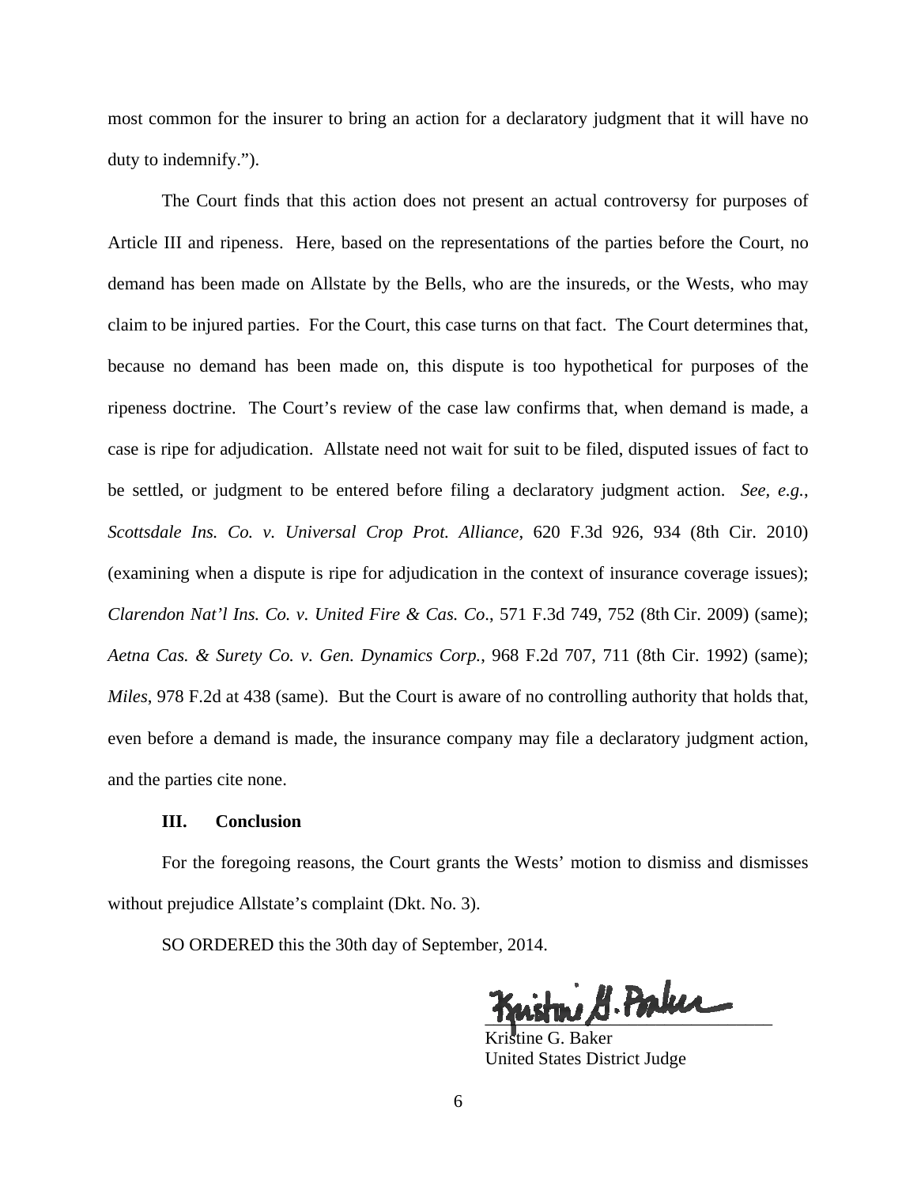most common for the insurer to bring an action for a declaratory judgment that it will have no duty to indemnify.").

The Court finds that this action does not present an actual controversy for purposes of Article III and ripeness. Here, based on the representations of the parties before the Court, no demand has been made on Allstate by the Bells, who are the insureds, or the Wests, who may claim to be injured parties. For the Court, this case turns on that fact. The Court determines that, because no demand has been made on, this dispute is too hypothetical for purposes of the ripeness doctrine. The Court's review of the case law confirms that, when demand is made, a case is ripe for adjudication. Allstate need not wait for suit to be filed, disputed issues of fact to be settled, or judgment to be entered before filing a declaratory judgment action. *See, e.g.*, *Scottsdale Ins. Co. v. Universal Crop Prot. Alliance*, 620 F.3d 926, 934 (8th Cir. 2010) (examining when a dispute is ripe for adjudication in the context of insurance coverage issues); *Clarendon Nat'l Ins. Co. v. United Fire & Cas. Co*., 571 F.3d 749, 752 (8th Cir. 2009) (same); *Aetna Cas. & Surety Co. v. Gen. Dynamics Corp.*, 968 F.2d 707, 711 (8th Cir. 1992) (same); *Miles*, 978 F.2d at 438 (same). But the Court is aware of no controlling authority that holds that, even before a demand is made, the insurance company may file a declaratory judgment action, and the parties cite none.

### III. Conclusion

For the foregoing reasons, the Court grants the Wests' motion to dismiss and dismisses without prejudice Allstate's complaint (Dkt. No. 3).

SO ORDERED this the 30th day of September, 2014.

Kristine G. Baker
United States District Judge